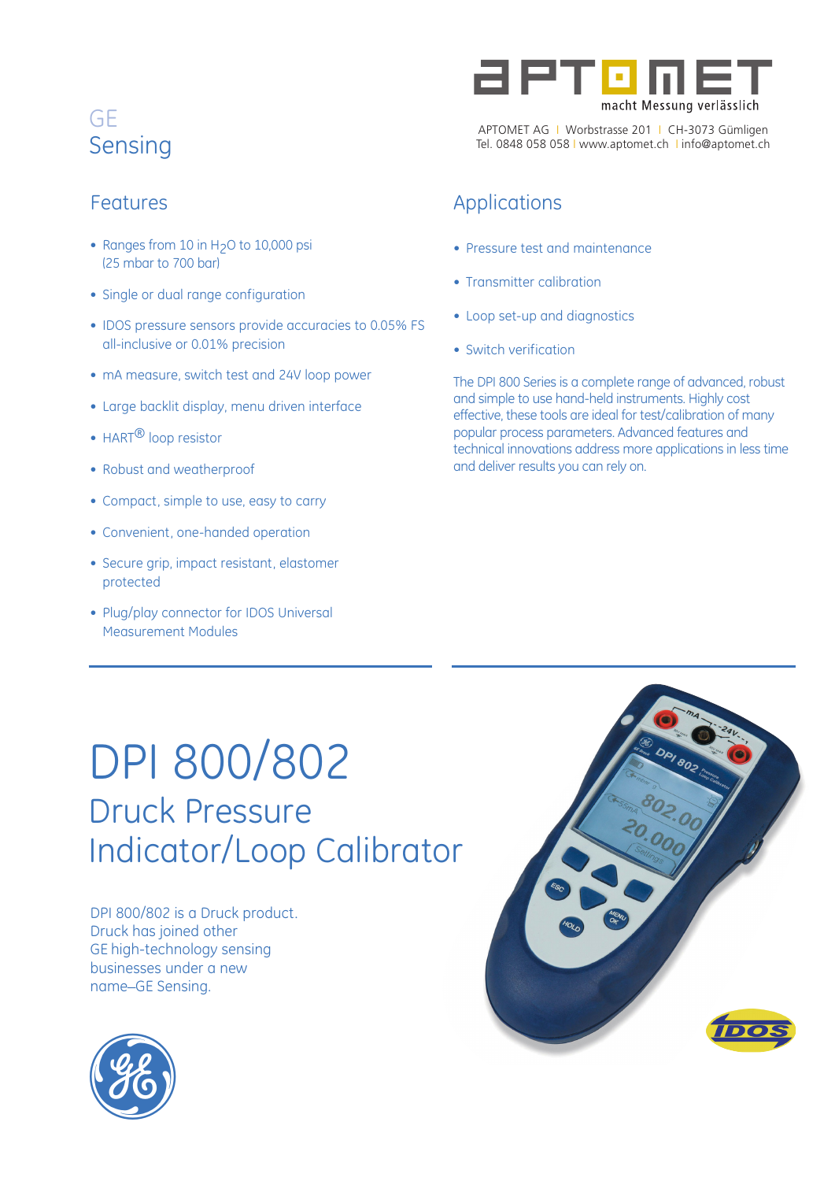GE
Sensing

APTOMET

macht Messung verlässlich

APTOMET AG | Worbstrasse 201 | CH-3073 Gümligen
Tel. 0848 058 058 | www.aptomet.ch | info@aptomet.ch

## Features

- Ranges from 10 in $H_2O$ to 10,000 psi (25 mbar to 700 bar)
- Single or dual range configuration
- IDOS pressure sensors provide accuracies to 0.05% FS all-inclusive or 0.01% precision
- mA measure, switch test and 24V loop power
- Large backlit display, menu driven interface
- HART® loop resistor
- Robust and weatherproof
- Compact, simple to use, easy to carry
- Convenient, one-handed operation
- Secure grip, impact resistant, elastomer protected
- Plug/play connector for IDOS Universal Measurement Modules

## Applications

- Pressure test and maintenance
- Transmitter calibration
- Loop set-up and diagnostics
- Switch verification

The DPI 800 Series is a complete range of advanced, robust and simple to use hand-held instruments. Highly cost effective, these tools are ideal for test/calibration of many popular process parameters. Advanced features and technical innovations address more applications in less time and deliver results you can rely on.

# DPI 800/802

## Druck Pressure Indicator/Loop Calibrator

DPI 800/802 is a Druck product. Druck has joined other GE high-technology sensing businesses under a new name–GE Sensing.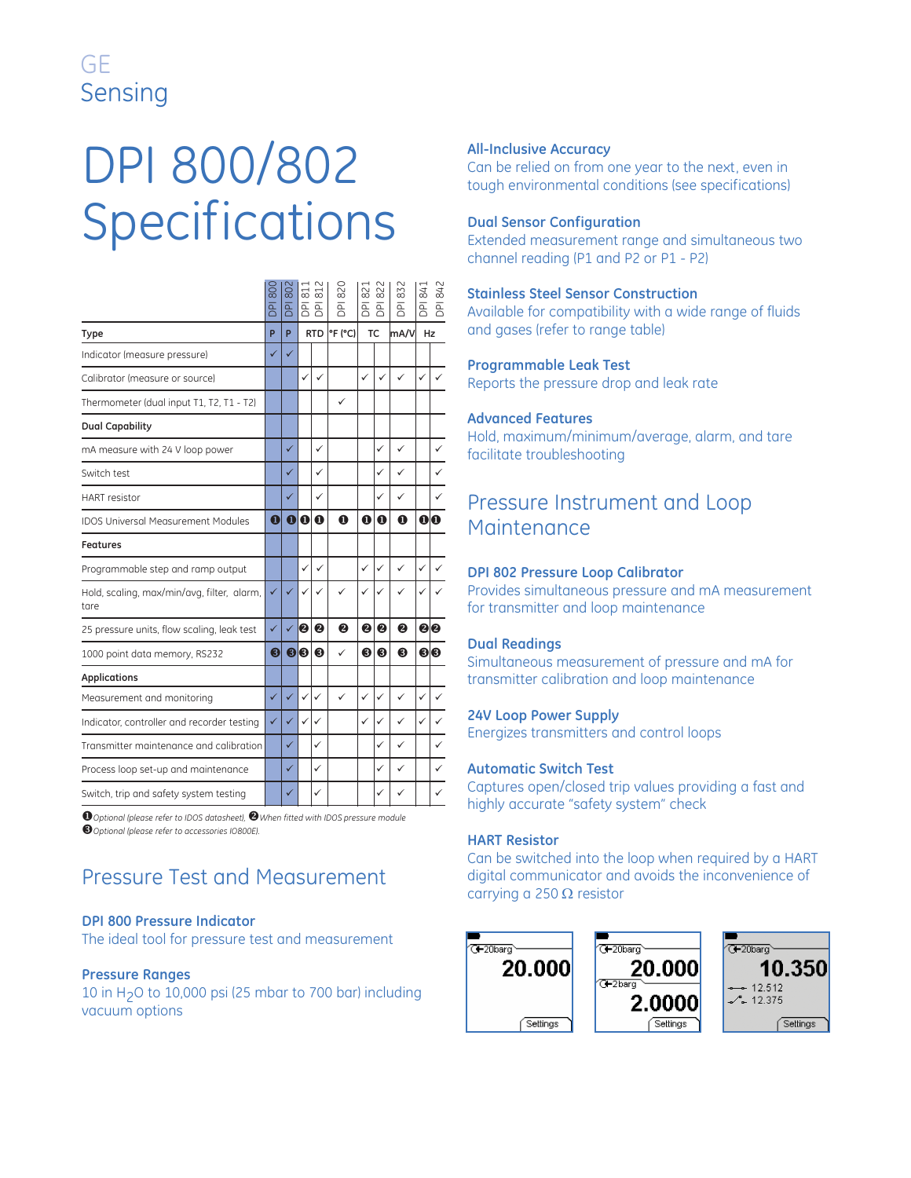GE
Sensing

# DPI 800/802 Specifications

| | DPI 800 | DPI 802 | DPI 811 | DPI 812 | DPI 820 | DPI 821 | DPI 822 | DPI 832 | DPI 841 | DPI 842 |
|---|---|---|---|---|---|---|---|---|---|---|
| **Type** | P | P | RTD | | °F (°C) | TC | | mA/V | Hz | |
| Indicator (measure pressure) | ✓ | ✓ | | | | | | | | |
| Calibrator (measure or source) | | | ✓ | ✓ | | ✓ | ✓ | ✓ | ✓ | ✓ |
| Thermometer (dual input T1, T2, T1 - T2) | | | | | ✓ | | | | | |
| **Dual Capability** | | | | | | | | | | |
| mA measure with 24 V loop power | | ✓ | | ✓ | | | ✓ | ✓ | | ✓ |
| Switch test | | ✓ | | ✓ | | | ✓ | ✓ | | ✓ |
| HART resistor | | ✓ | | ✓ | | | ✓ | ✓ | | ✓ |
| IDOS Universal Measurement Modules | ❶ | ❶ | ❶ | ❶ | ❶ | ❶ | ❶ | ❶ | ❶ | ❶ |
| **Features** | | | | | | | | | | |
| Programmable step and ramp output | | | ✓ | ✓ | | ✓ | ✓ | ✓ | ✓ | ✓ |
| Hold, scaling, max/min/avg, filter, alarm, tare | ✓ | ✓ | ✓ | ✓ | ✓ | ✓ | ✓ | ✓ | ✓ | ✓ |
| 25 pressure units, flow scaling, leak test | ✓ | ✓ | ❷ | ❷ | ❷ | ❷ | ❷ | ❷ | ❷ | ❷ |
| 1000 point data memory, RS232 | ❸ | ❸ | ❸ | ❸ | ✓ | ❸ | ❸ | ❸ | ❸ | ❸ |
| **Applications** | | | | | | | | | | |
| Measurement and monitoring | ✓ | ✓ | ✓ | ✓ | ✓ | ✓ | ✓ | ✓ | ✓ | ✓ |
| Indicator, controller and recorder testing | ✓ | ✓ | ✓ | ✓ | | ✓ | ✓ | ✓ | ✓ | ✓ |
| Transmitter maintenance and calibration | | ✓ | | ✓ | | | ✓ | ✓ | | ✓ |
| Process loop set-up and maintenance | | ✓ | | ✓ | | | ✓ | ✓ | | ✓ |
| Switch, trip and safety system testing | | ✓ | | ✓ | | | ✓ | ✓ | | ✓ |

*❶ Optional (please refer to IDOS datasheet). ❷ When fitted with IDOS pressure module*
*❸ Optional (please refer to accessories IO800E).*

## Pressure Test and Measurement

### DPI 800 Pressure Indicator
The ideal tool for pressure test and measurement

### Pressure Ranges
10 in $H_2O$ to 10,000 psi (25 mbar to 700 bar) including vacuum options

### All-Inclusive Accuracy
Can be relied on from one year to the next, even in tough environmental conditions (see specifications)

### Dual Sensor Configuration
Extended measurement range and simultaneous two channel reading (P1 and P2 or P1 - P2)

### Stainless Steel Sensor Construction
Available for compatibility with a wide range of fluids and gases (refer to range table)

### Programmable Leak Test
Reports the pressure drop and leak rate

### Advanced Features
Hold, maximum/minimum/average, alarm, and tare facilitate troubleshooting

## Pressure Instrument and Loop Maintenance

### DPI 802 Pressure Loop Calibrator
Provides simultaneous pressure and mA measurement for transmitter and loop maintenance

### Dual Readings
Simultaneous measurement of pressure and mA for transmitter calibration and loop maintenance

### 24V Loop Power Supply
Energizes transmitters and control loops

### Automatic Switch Test
Captures open/closed trip values providing a fast and highly accurate "safety system" check

### HART Resistor
Can be switched into the loop when required by a HART digital communicator and avoids the inconvenience of carrying a 250 Ω resistor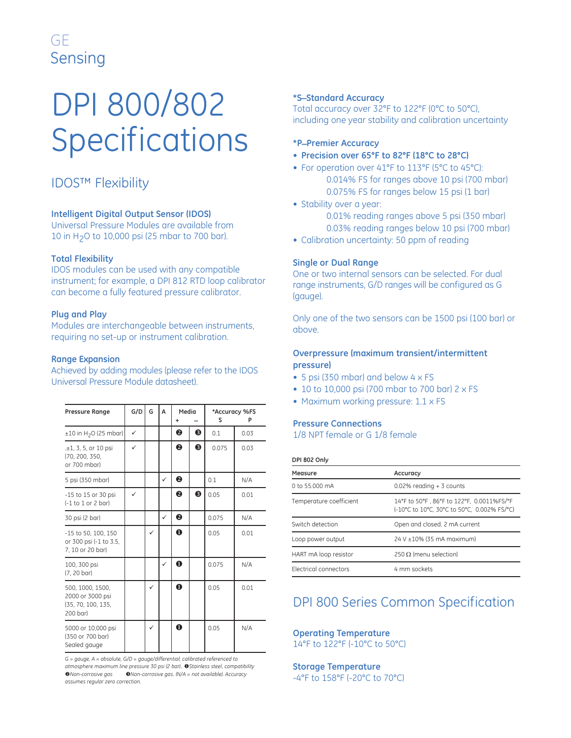GE
Sensing

# DPI 800/802 Specifications

## IDOS™ Flexibility

### Intelligent Digital Output Sensor (IDOS)

Universal Pressure Modules are available from 10 in $H_2O$ to 10,000 psi (25 mbar to 700 bar).

### Total Flexibility

IDOS modules can be used with any compatible instrument; for example, a DPI 812 RTD loop calibrator can become a fully featured pressure calibrator.

### Plug and Play

Modules are interchangeable between instruments, requiring no set-up or instrument calibration.

### Range Expansion

Achieved by adding modules (please refer to the IDOS Universal Pressure Module datasheet).

| Pressure Range | G/D | G | A | Media + | Media – | *Accuracy %FS S | *Accuracy %FS P |
|---|---|---|---|---|---|---|---|
| ±10 in $H_2O$ (25 mbar) | ✓ | | | ❷ | ❸ | 0.1 | 0.03 |
| ±1, 3, 5, or 10 psi (70, 200, 350, or 700 mbar) | ✓ | | | ❷ | ❸ | 0.075 | 0.03 |
| 5 psi (350 mbar) | | | ✓ | ❷ | | 0.1 | N/A |
| -15 to 15 or 30 psi (-1 to 1 or 2 bar) | ✓ | | | ❷ | ❸ | 0.05 | 0.01 |
| 30 psi (2 bar) | | | ✓ | ❷ | | 0.075 | N/A |
| -15 to 50, 100, 150 or 300 psi (-1 to 3.5, 7, 10 or 20 bar) | | ✓ | | ❶ | | 0.05 | 0.01 |
| 100, 300 psi (7, 20 bar) | | | ✓ | ❶ | | 0.075 | N/A |
| 500, 1000, 1500, 2000 or 3000 psi (35, 70, 100, 135, 200 bar) | | ✓ | | ❶ | | 0.05 | 0.01 |
| 5000 or 10,000 psi (350 or 700 bar) Sealed gauge | | ✓ | | ❶ | | 0.05 | N/A |

*G = gauge, A = absolute, G/D = gauge/differential; calibrated referenced to atmosphere maximum line pressure 30 psi (2 bar). ❶Stainless steel, compatibility ❷Non-corrosive gas ❸Non-corrosive gas. (N/A = not available). Accuracy assumes regular zero correction.*

### *S–Standard Accuracy

Total accuracy over 32°F to 122°F (0°C to 50°C), including one year stability and calibration uncertainty

### *P–Premier Accuracy

- **Precision over 65°F to 82°F (18°C to 28°C)**
- For operation over 41°F to 113°F (5°C to 45°C):
  - 0.014% FS for ranges above 10 psi (700 mbar)
  - 0.075% FS for ranges below 15 psi (1 bar)
- Stability over a year:
  - 0.01% reading ranges above 5 psi (350 mbar)
  - 0.03% reading ranges below 10 psi (700 mbar)
- Calibration uncertainty: 50 ppm of reading

### Single or Dual Range

One or two internal sensors can be selected. For dual range instruments, G/D ranges will be configured as G (gauge).

Only one of the two sensors can be 1500 psi (100 bar) or above.

### Overpressure (maximum transient/intermittent pressure)

- 5 psi (350 mbar) and below 4 x FS
- 10 to 10,000 psi (700 mbar to 700 bar) 2 x FS
- Maximum working pressure: 1.1 x FS

### Pressure Connections

1/8 NPT female or G 1/8 female

**DPI 802 Only**

| Measure | Accuracy |
|---|---|
| 0 to 55.000 mA | 0.02% reading + 3 counts |
| Temperature coefficient | 14°F to 50°F , 86°F to 122°F, 0.0011%FS/°F (-10°C to 10°C, 30°C to 50°C, 0.002% FS/°C) |
| Switch detection | Open and closed. 2 mA current |
| Loop power output | 24 V ±10% (35 mA maximum) |
| HART mA loop resistor | 250 Ω (menu selection) |
| Electrical connectors | 4 mm sockets |

## DPI 800 Series Common Specification

### Operating Temperature

14°F to 122°F (-10°C to 50°C)

### Storage Temperature

-4°F to 158°F (-20°C to 70°C)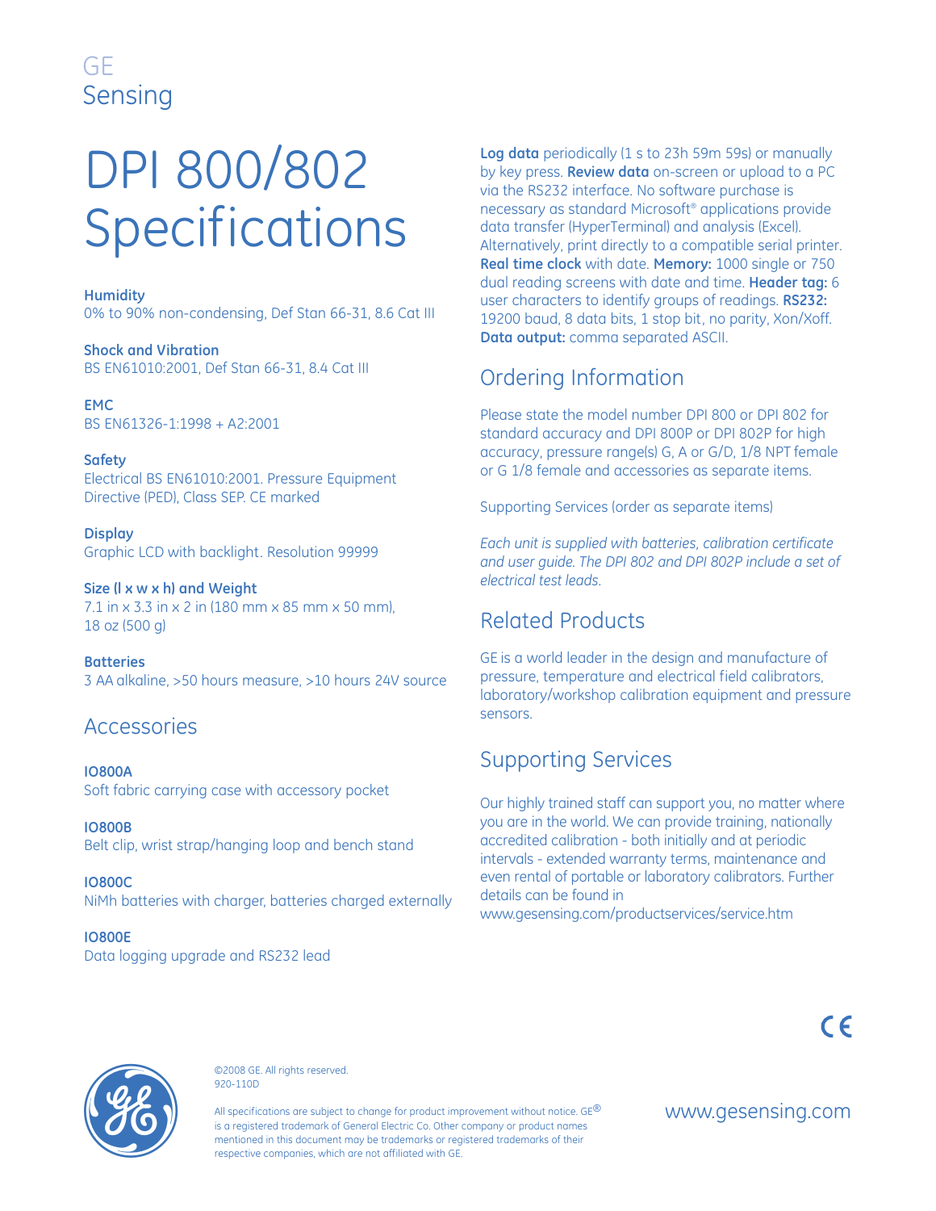GE
Sensing

# DPI 800/802 Specifications

**Humidity**
0% to 90% non-condensing, Def Stan 66-31, 8.6 Cat III

**Shock and Vibration**
BS EN61010:2001, Def Stan 66-31, 8.4 Cat III

**EMC**
BS EN61326-1:1998 + A2:2001

**Safety**
Electrical BS EN61010:2001. Pressure Equipment Directive (PED), Class SEP. CE marked

**Display**
Graphic LCD with backlight. Resolution 99999

**Size (l x w x h) and Weight**
7.1 in x 3.3 in x 2 in (180 mm x 85 mm x 50 mm), 18 oz (500 g)

**Batteries**
3 AA alkaline, >50 hours measure, >10 hours 24V source

## Accessories

**IO800A**
Soft fabric carrying case with accessory pocket

**IO800B**
Belt clip, wrist strap/hanging loop and bench stand

**IO800C**
NiMh batteries with charger, batteries charged externally

**IO800E**
Data logging upgrade and RS232 lead

**Log data** periodically (1 s to 23h 59m 59s) or manually by key press. **Review data** on-screen or upload to a PC via the RS232 interface. No software purchase is necessary as standard Microsoft® applications provide data transfer (HyperTerminal) and analysis (Excel). Alternatively, print directly to a compatible serial printer. **Real time clock** with date. **Memory:** 1000 single or 750 dual reading screens with date and time. **Header tag:** 6 user characters to identify groups of readings. **RS232:** 19200 baud, 8 data bits, 1 stop bit, no parity, Xon/Xoff. **Data output:** comma separated ASCII.

## Ordering Information

Please state the model number DPI 800 or DPI 802 for standard accuracy and DPI 800P or DPI 802P for high accuracy, pressure range(s) G, A or G/D, 1/8 NPT female or G 1/8 female and accessories as separate items.

Supporting Services (order as separate items)

*Each unit is supplied with batteries, calibration certificate and user guide. The DPI 802 and DPI 802P include a set of electrical test leads.*

## Related Products

GE is a world leader in the design and manufacture of pressure, temperature and electrical field calibrators, laboratory/workshop calibration equipment and pressure sensors.

## Supporting Services

Our highly trained staff can support you, no matter where you are in the world. We can provide training, nationally accredited calibration - both initially and at periodic intervals - extended warranty terms, maintenance and even rental of portable or laboratory calibrators. Further details can be found in www.gesensing.com/productservices/service.htm

CE

©2008 GE. All rights reserved.
920-110D

All specifications are subject to change for product improvement without notice. GE® is a registered trademark of General Electric Co. Other company or product names mentioned in this document may be trademarks or registered trademarks of their respective companies, which are not affiliated with GE.

www.gesensing.com